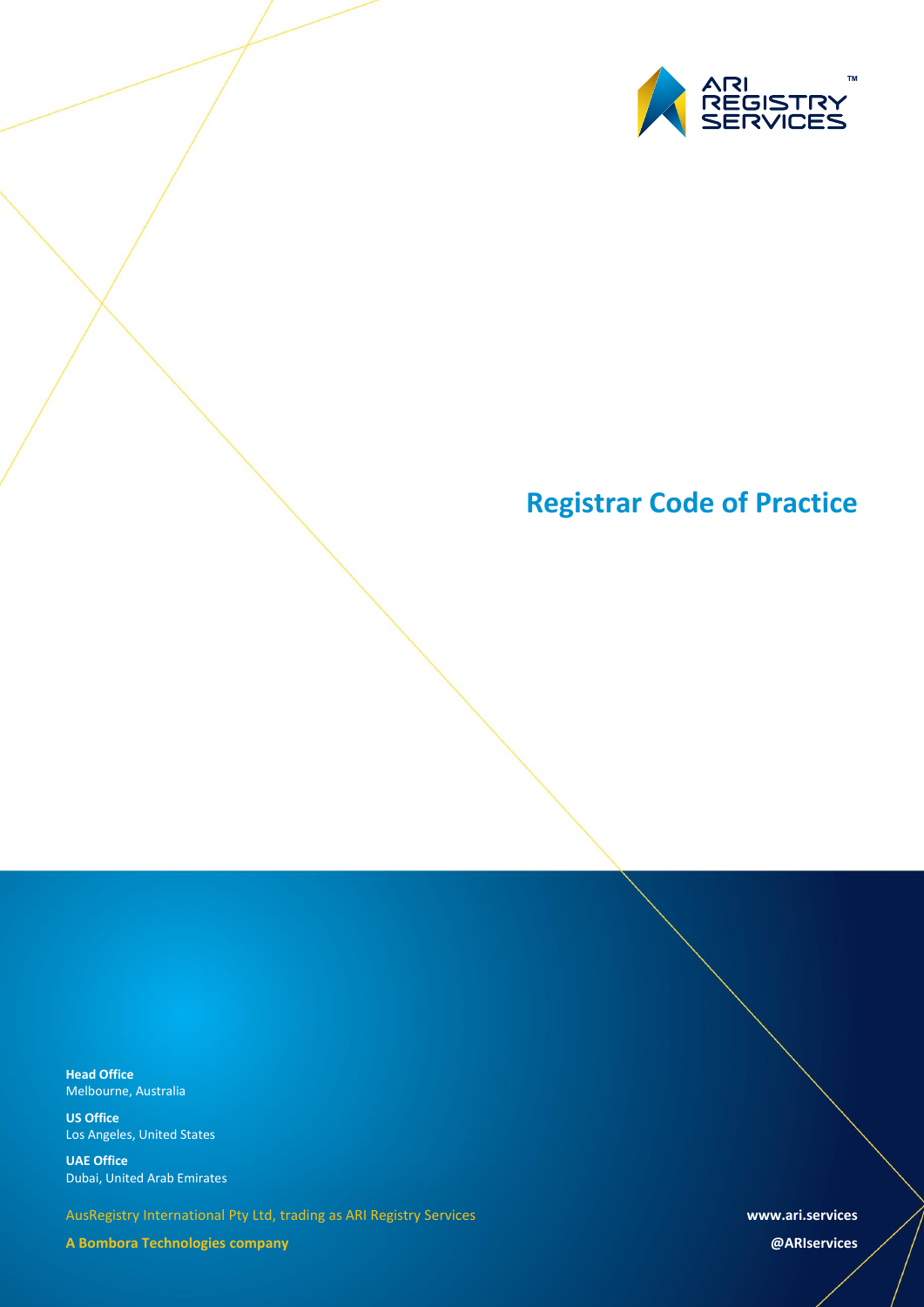ARI REGISTRY SERVICES™

# Registrar Code of Practice

**Head Office**
Melbourne, Australia

**US Office**
Los Angeles, United States

**UAE Office**
Dubai, United Arab Emirates

AusRegistry International Pty Ltd, trading as ARI Registry Services

**A Bombora Technologies company**

**www.ari.services**

**@ARIservices**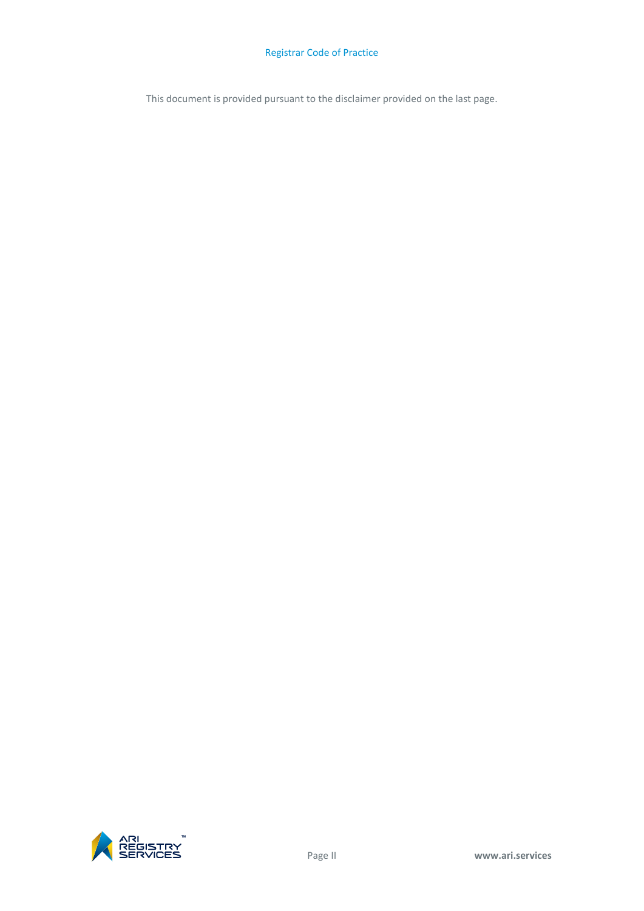This document is provided pursuant to the disclaimer provided on the last page.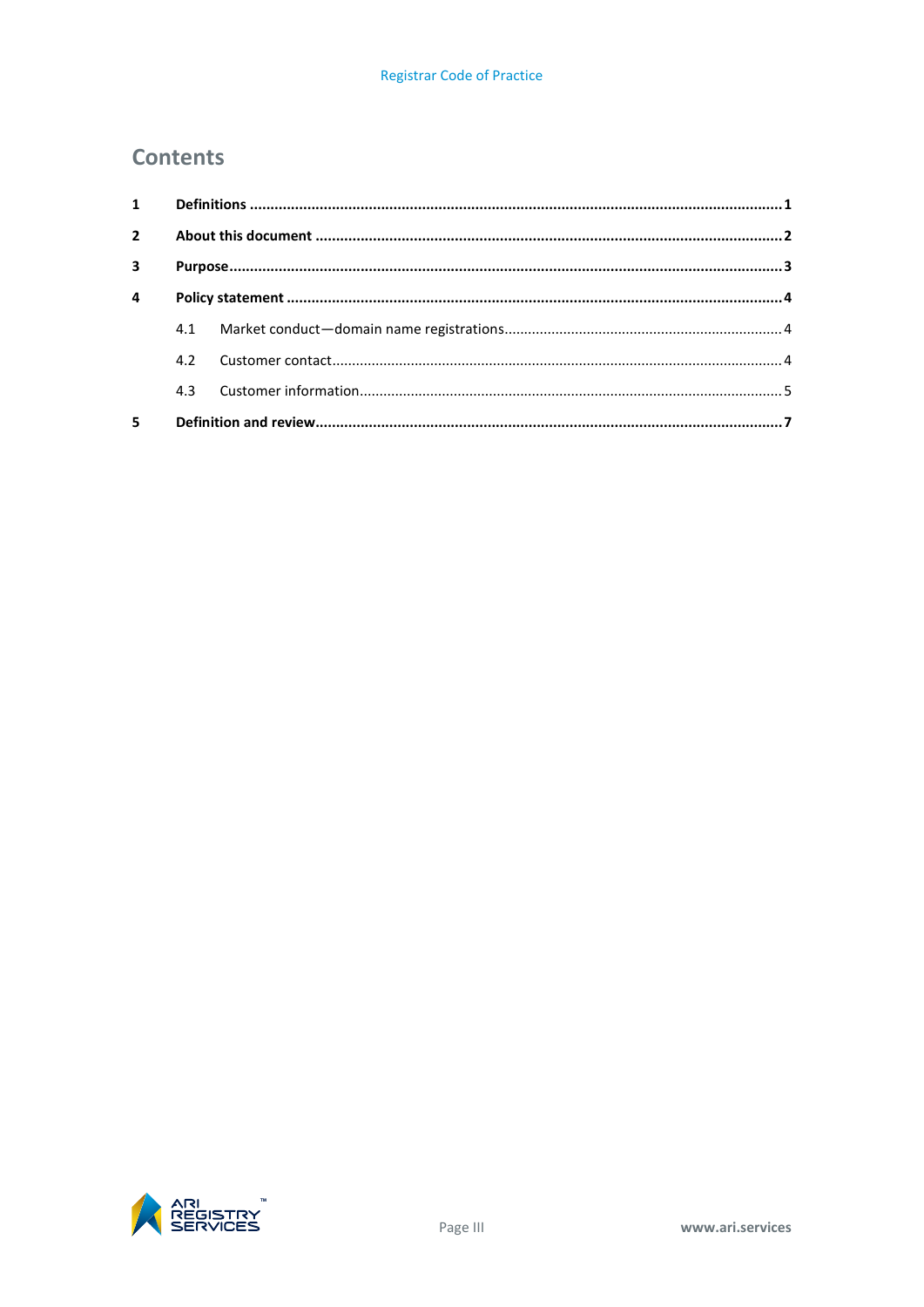## Contents

1 **Definitions** ... 1

2 **About this document** ... 2

3 **Purpose** ... 3

4 **Policy statement** ... 4

- 4.1 Market conduct—domain name registrations ... 4
- 4.2 Customer contact ... 4
- 4.3 Customer information ... 5

5 **Definition and review** ... 7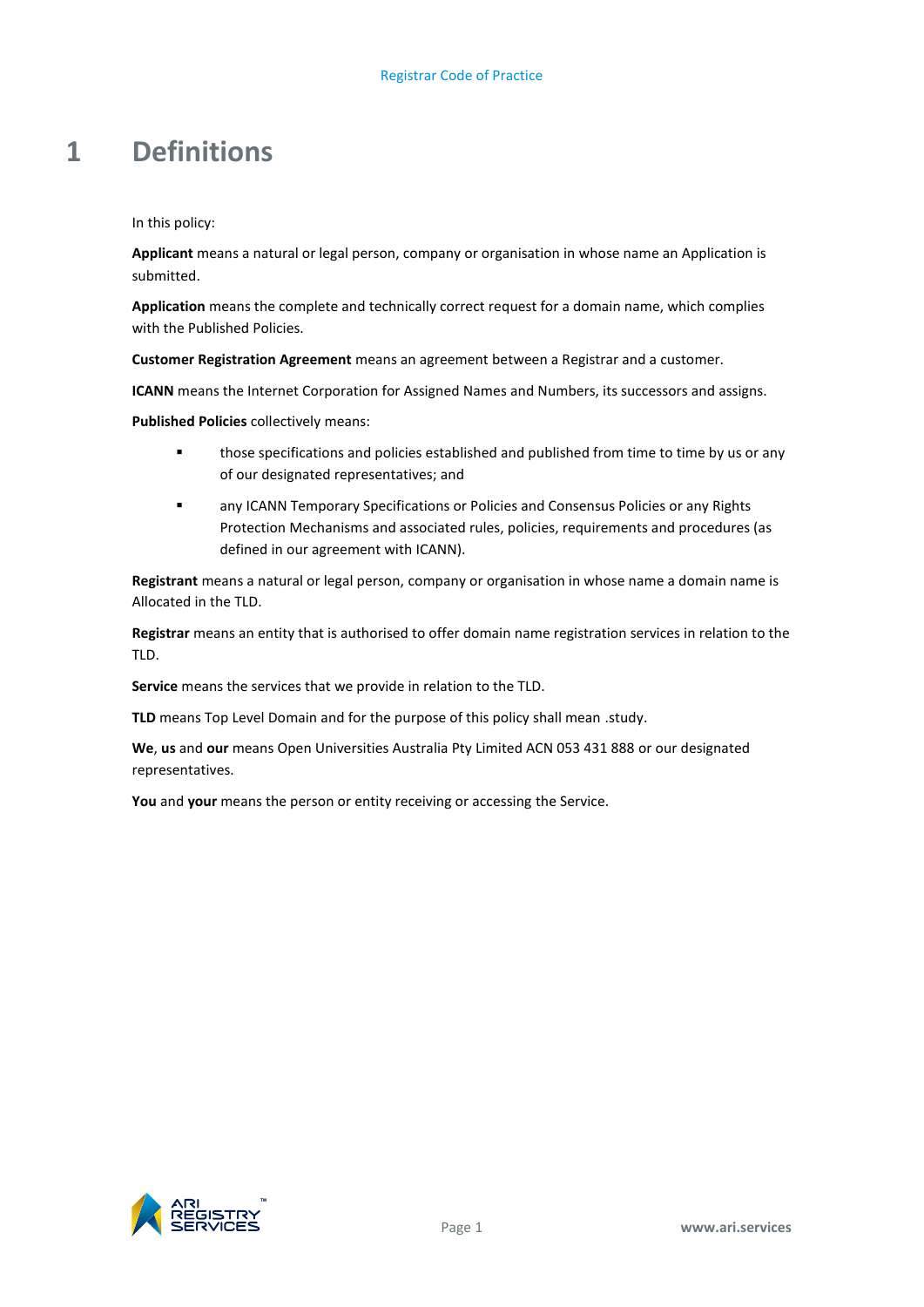# 1 Definitions

In this policy:

**Applicant** means a natural or legal person, company or organisation in whose name an Application is submitted.

**Application** means the complete and technically correct request for a domain name, which complies with the Published Policies.

**Customer Registration Agreement** means an agreement between a Registrar and a customer.

**ICANN** means the Internet Corporation for Assigned Names and Numbers, its successors and assigns.

**Published Policies** collectively means:

- those specifications and policies established and published from time to time by us or any of our designated representatives; and
- any ICANN Temporary Specifications or Policies and Consensus Policies or any Rights Protection Mechanisms and associated rules, policies, requirements and procedures (as defined in our agreement with ICANN).

**Registrant** means a natural or legal person, company or organisation in whose name a domain name is Allocated in the TLD.

**Registrar** means an entity that is authorised to offer domain name registration services in relation to the TLD.

**Service** means the services that we provide in relation to the TLD.

**TLD** means Top Level Domain and for the purpose of this policy shall mean .study.

**We**, **us** and **our** means Open Universities Australia Pty Limited ACN 053 431 888 or our designated representatives.

**You** and **your** means the person or entity receiving or accessing the Service.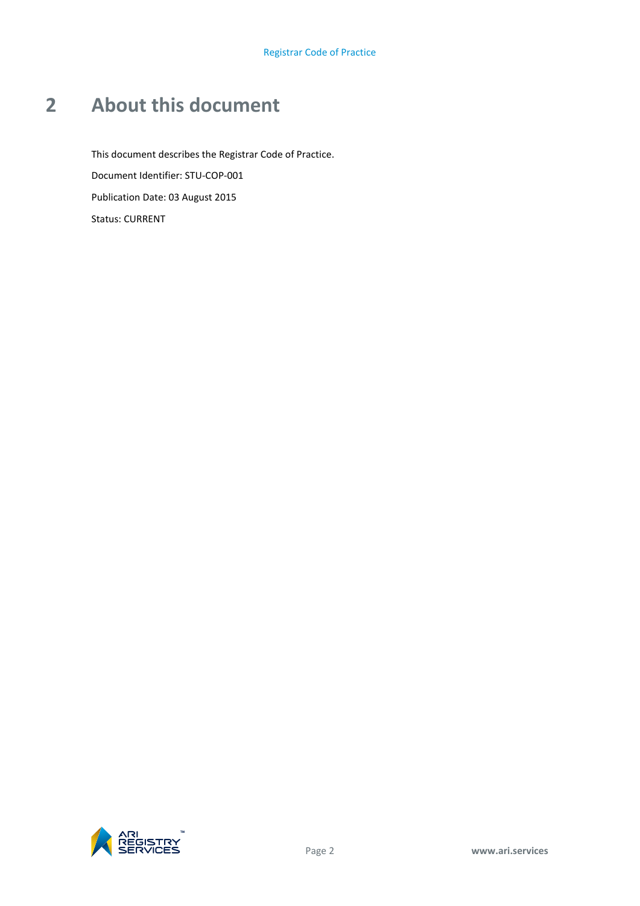# 2 About this document

This document describes the Registrar Code of Practice.

Document Identifier: STU-COP-001

Publication Date: 03 August 2015

Status: CURRENT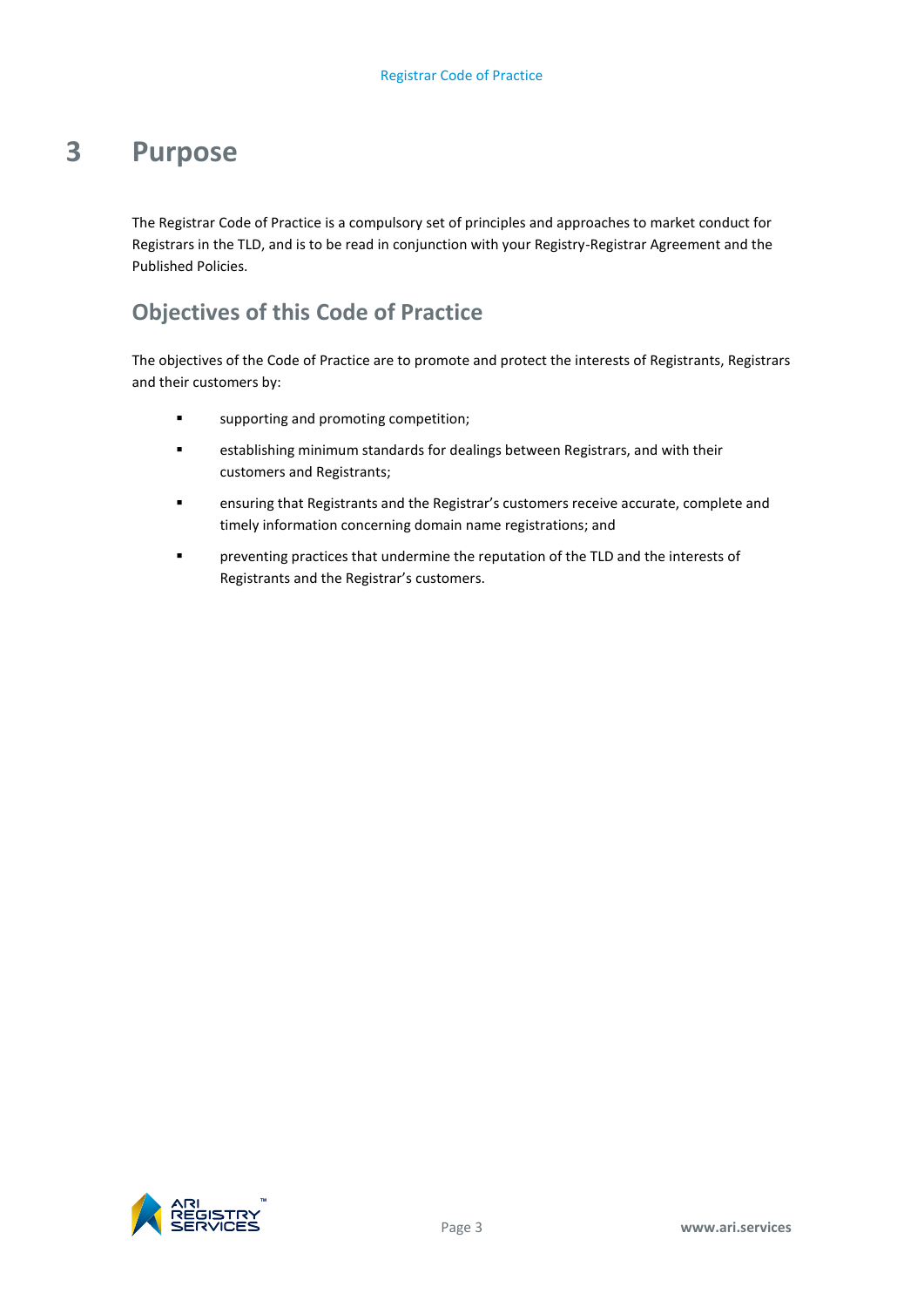# 3 Purpose

The Registrar Code of Practice is a compulsory set of principles and approaches to market conduct for Registrars in the TLD, and is to be read in conjunction with your Registry-Registrar Agreement and the Published Policies.

## Objectives of this Code of Practice

The objectives of the Code of Practice are to promote and protect the interests of Registrants, Registrars and their customers by:

- supporting and promoting competition;
- establishing minimum standards for dealings between Registrars, and with their customers and Registrants;
- ensuring that Registrants and the Registrar's customers receive accurate, complete and timely information concerning domain name registrations; and
- preventing practices that undermine the reputation of the TLD and the interests of Registrants and the Registrar's customers.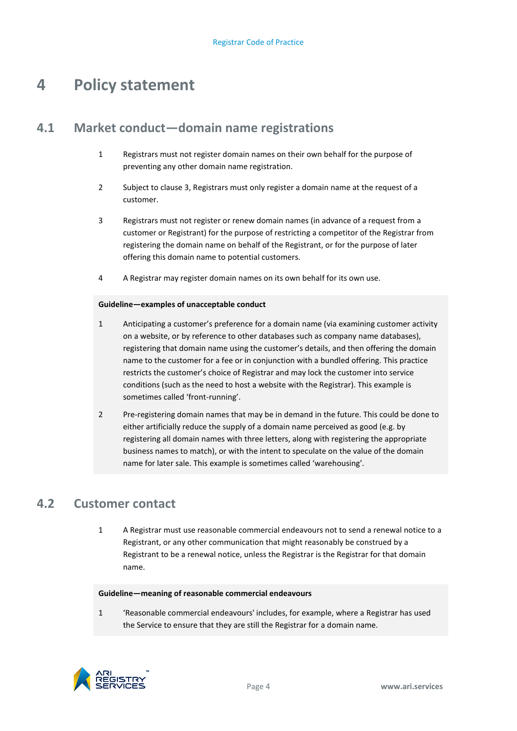# 4 Policy statement

## 4.1 Market conduct—domain name registrations

1. Registrars must not register domain names on their own behalf for the purpose of preventing any other domain name registration.

2. Subject to clause 3, Registrars must only register a domain name at the request of a customer.

3. Registrars must not register or renew domain names (in advance of a request from a customer or Registrant) for the purpose of restricting a competitor of the Registrar from registering the domain name on behalf of the Registrant, or for the purpose of later offering this domain name to potential customers.

4. A Registrar may register domain names on its own behalf for its own use.

**Guideline—examples of unacceptable conduct**

1. Anticipating a customer's preference for a domain name (via examining customer activity on a website, or by reference to other databases such as company name databases), registering that domain name using the customer's details, and then offering the domain name to the customer for a fee or in conjunction with a bundled offering. This practice restricts the customer's choice of Registrar and may lock the customer into service conditions (such as the need to host a website with the Registrar). This example is sometimes called 'front-running'.

2. Pre-registering domain names that may be in demand in the future. This could be done to either artificially reduce the supply of a domain name perceived as good (e.g. by registering all domain names with three letters, along with registering the appropriate business names to match), or with the intent to speculate on the value of the domain name for later sale. This example is sometimes called 'warehousing'.

## 4.2 Customer contact

1. A Registrar must use reasonable commercial endeavours not to send a renewal notice to a Registrant, or any other communication that might reasonably be construed by a Registrant to be a renewal notice, unless the Registrar is the Registrar for that domain name.

**Guideline—meaning of reasonable commercial endeavours**

1. 'Reasonable commercial endeavours' includes, for example, where a Registrar has used the Service to ensure that they are still the Registrar for a domain name.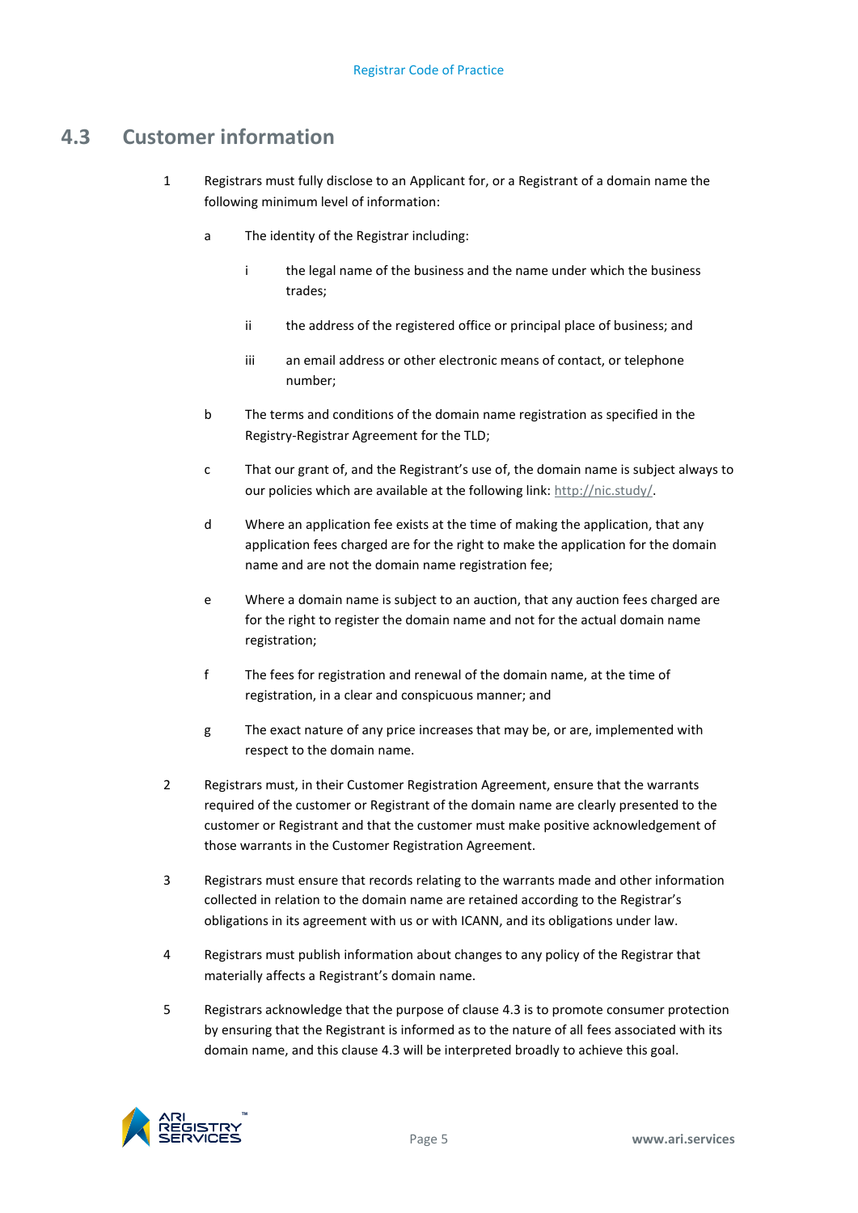## 4.3 Customer information

1. Registrars must fully disclose to an Applicant for, or a Registrant of a domain name the following minimum level of information:

   a. The identity of the Registrar including:

      i. the legal name of the business and the name under which the business trades;

      ii. the address of the registered office or principal place of business; and

      iii. an email address or other electronic means of contact, or telephone number;

   b. The terms and conditions of the domain name registration as specified in the Registry-Registrar Agreement for the TLD;

   c. That our grant of, and the Registrant's use of, the domain name is subject always to our policies which are available at the following link: [http://nic.study/](http://nic.study/).

   d. Where an application fee exists at the time of making the application, that any application fees charged are for the right to make the application for the domain name and are not the domain name registration fee;

   e. Where a domain name is subject to an auction, that any auction fees charged are for the right to register the domain name and not for the actual domain name registration;

   f. The fees for registration and renewal of the domain name, at the time of registration, in a clear and conspicuous manner; and

   g. The exact nature of any price increases that may be, or are, implemented with respect to the domain name.

2. Registrars must, in their Customer Registration Agreement, ensure that the warrants required of the customer or Registrant of the domain name are clearly presented to the customer or Registrant and that the customer must make positive acknowledgement of those warrants in the Customer Registration Agreement.

3. Registrars must ensure that records relating to the warrants made and other information collected in relation to the domain name are retained according to the Registrar's obligations in its agreement with us or with ICANN, and its obligations under law.

4. Registrars must publish information about changes to any policy of the Registrar that materially affects a Registrant's domain name.

5. Registrars acknowledge that the purpose of clause 4.3 is to promote consumer protection by ensuring that the Registrant is informed as to the nature of all fees associated with its domain name, and this clause 4.3 will be interpreted broadly to achieve this goal.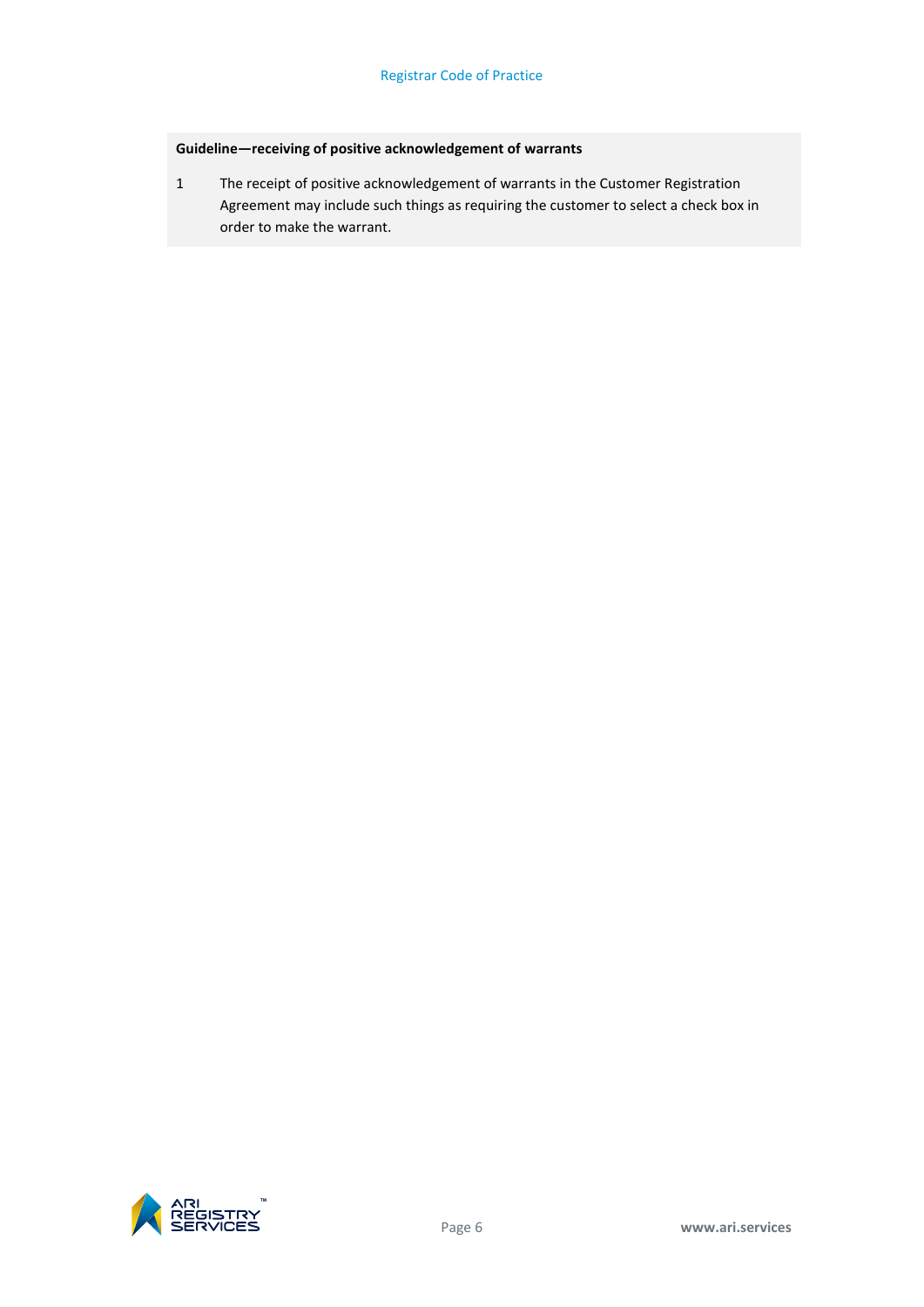**Guideline—receiving of positive acknowledgement of warrants**

1 The receipt of positive acknowledgement of warrants in the Customer Registration Agreement may include such things as requiring the customer to select a check box in order to make the warrant.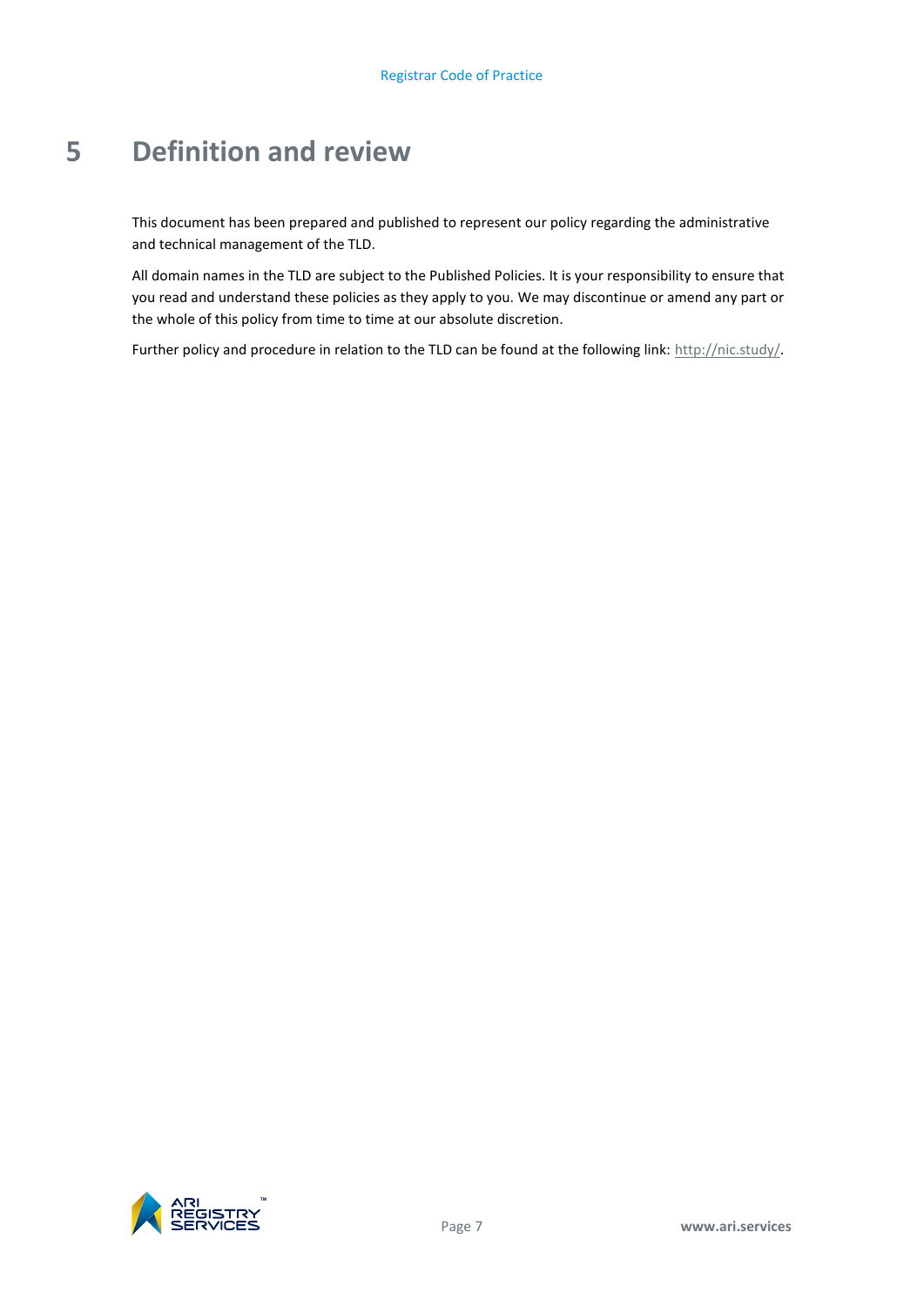# 5 Definition and review

This document has been prepared and published to represent our policy regarding the administrative and technical management of the TLD.

All domain names in the TLD are subject to the Published Policies. It is your responsibility to ensure that you read and understand these policies as they apply to you. We may discontinue or amend any part or the whole of this policy from time to time at our absolute discretion.

Further policy and procedure in relation to the TLD can be found at the following link: http://nic.study/.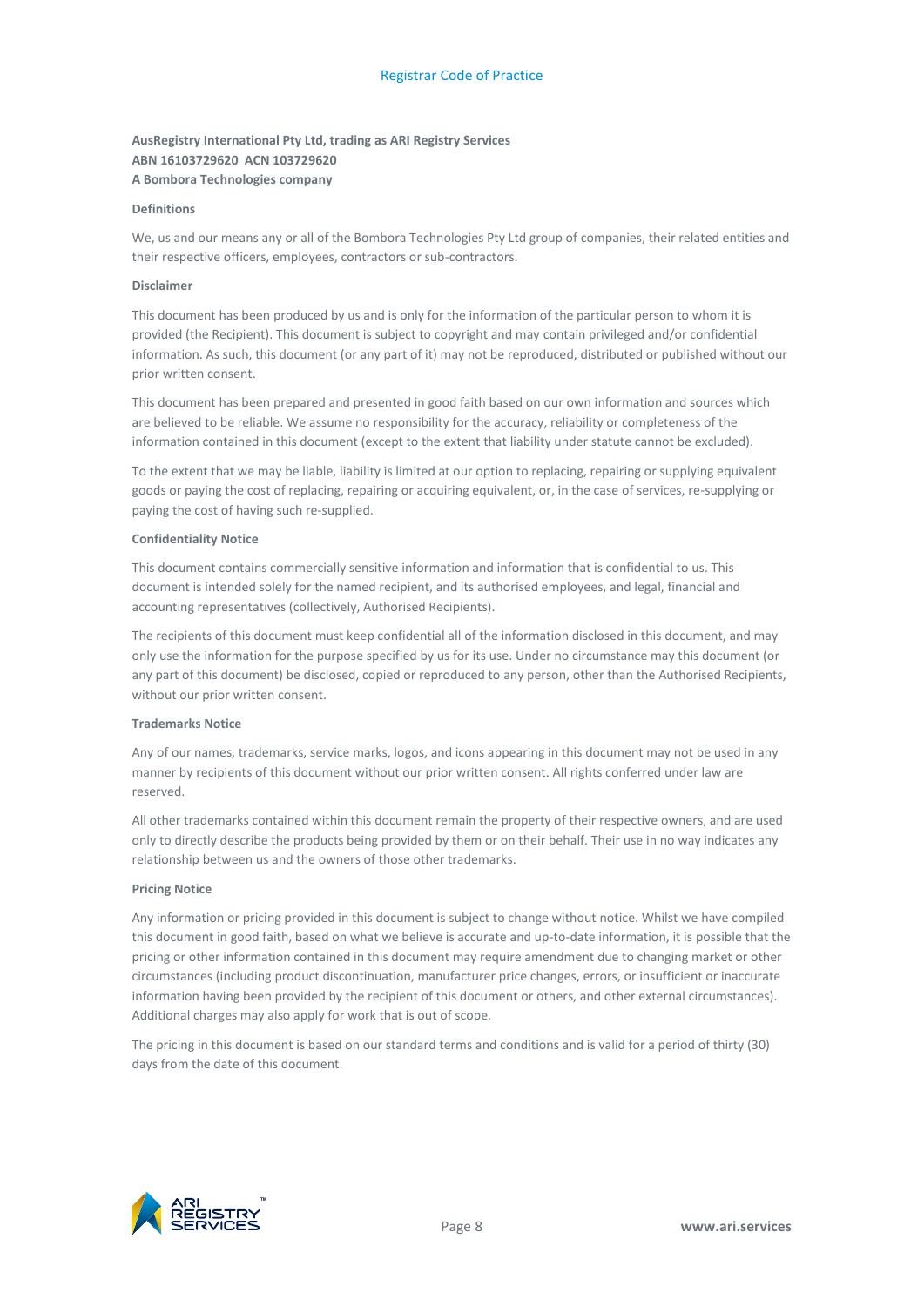**AusRegistry International Pty Ltd, trading as ARI Registry Services**
**ABN 16103729620 ACN 103729620**
**A Bombora Technologies company**

**Definitions**

We, us and our means any or all of the Bombora Technologies Pty Ltd group of companies, their related entities and their respective officers, employees, contractors or sub-contractors.

**Disclaimer**

This document has been produced by us and is only for the information of the particular person to whom it is provided (the Recipient). This document is subject to copyright and may contain privileged and/or confidential information. As such, this document (or any part of it) may not be reproduced, distributed or published without our prior written consent.

This document has been prepared and presented in good faith based on our own information and sources which are believed to be reliable. We assume no responsibility for the accuracy, reliability or completeness of the information contained in this document (except to the extent that liability under statute cannot be excluded).

To the extent that we may be liable, liability is limited at our option to replacing, repairing or supplying equivalent goods or paying the cost of replacing, repairing or acquiring equivalent, or, in the case of services, re-supplying or paying the cost of having such re-supplied.

**Confidentiality Notice**

This document contains commercially sensitive information and information that is confidential to us. This document is intended solely for the named recipient, and its authorised employees, and legal, financial and accounting representatives (collectively, Authorised Recipients).

The recipients of this document must keep confidential all of the information disclosed in this document, and may only use the information for the purpose specified by us for its use. Under no circumstance may this document (or any part of this document) be disclosed, copied or reproduced to any person, other than the Authorised Recipients, without our prior written consent.

**Trademarks Notice**

Any of our names, trademarks, service marks, logos, and icons appearing in this document may not be used in any manner by recipients of this document without our prior written consent. All rights conferred under law are reserved.

All other trademarks contained within this document remain the property of their respective owners, and are used only to directly describe the products being provided by them or on their behalf. Their use in no way indicates any relationship between us and the owners of those other trademarks.

**Pricing Notice**

Any information or pricing provided in this document is subject to change without notice. Whilst we have compiled this document in good faith, based on what we believe is accurate and up-to-date information, it is possible that the pricing or other information contained in this document may require amendment due to changing market or other circumstances (including product discontinuation, manufacturer price changes, errors, or insufficient or inaccurate information having been provided by the recipient of this document or others, and other external circumstances). Additional charges may also apply for work that is out of scope.

The pricing in this document is based on our standard terms and conditions and is valid for a period of thirty (30) days from the date of this document.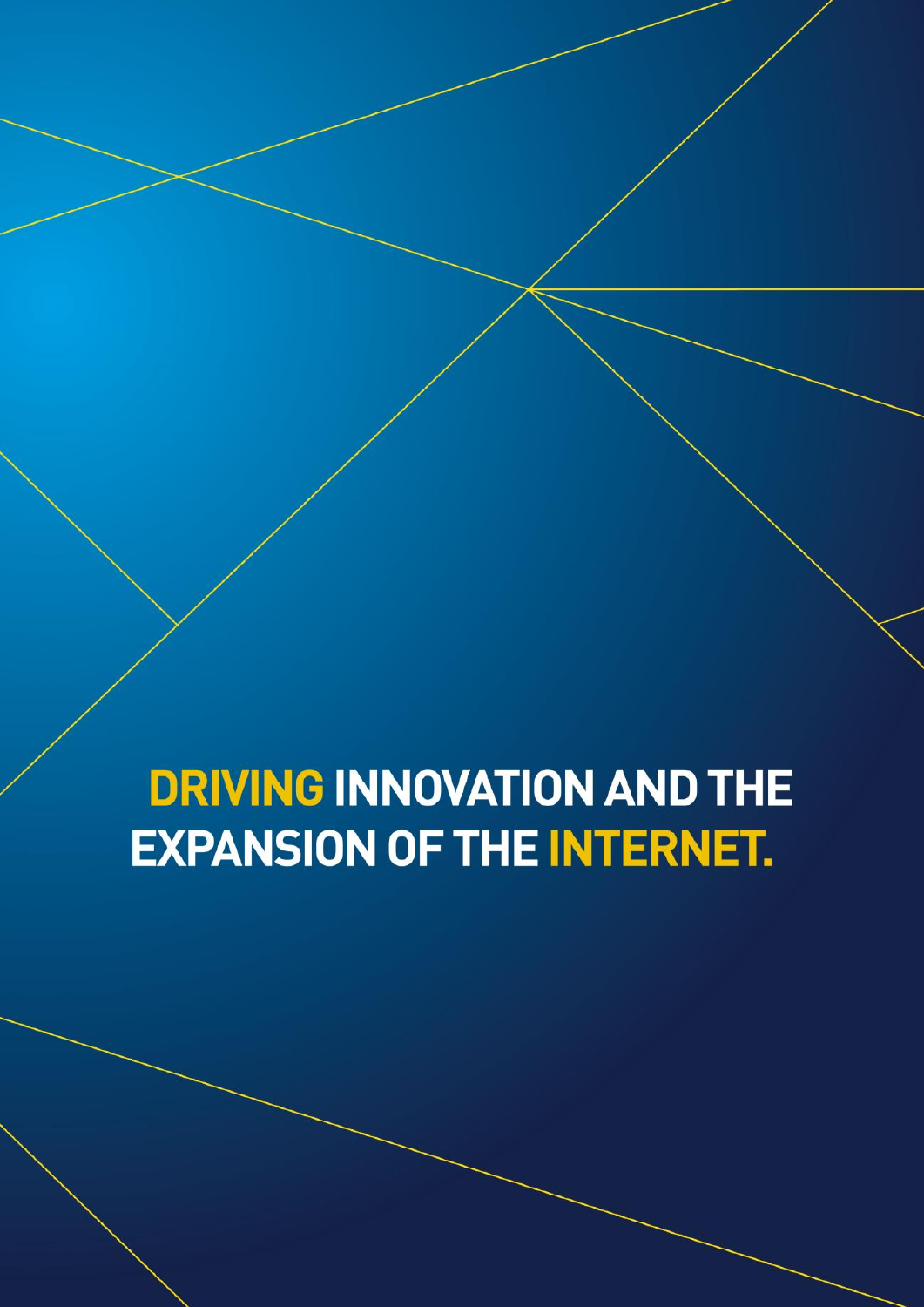**DRIVING INNOVATION AND THE EXPANSION OF THE INTERNET.**